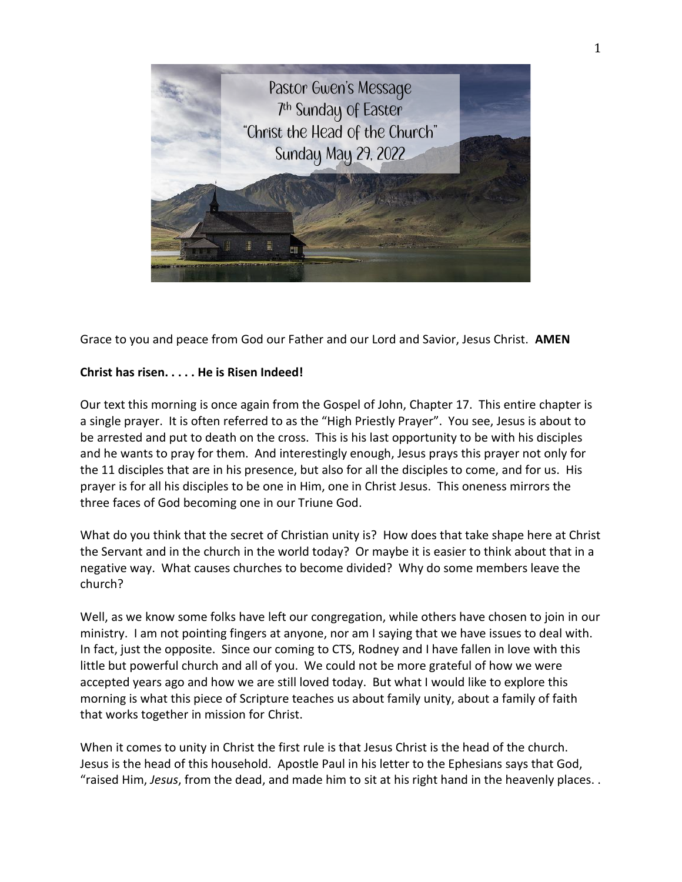# Pastor Gwen's Message
## 7th Sunday of Easter
## "Christ the Head of the Church"
## Sunday May 29, 2022

Grace to you and peace from God our Father and our Lord and Savior, Jesus Christ. **AMEN**

**Christ has risen. . . . . He is Risen Indeed!**

Our text this morning is once again from the Gospel of John, Chapter 17. This entire chapter is a single prayer. It is often referred to as the "High Priestly Prayer". You see, Jesus is about to be arrested and put to death on the cross. This is his last opportunity to be with his disciples and he wants to pray for them. And interestingly enough, Jesus prays this prayer not only for the 11 disciples that are in his presence, but also for all the disciples to come, and for us. His prayer is for all his disciples to be one in Him, one in Christ Jesus. This oneness mirrors the three faces of God becoming one in our Triune God.

What do you think that the secret of Christian unity is? How does that take shape here at Christ the Servant and in the church in the world today? Or maybe it is easier to think about that in a negative way. What causes churches to become divided? Why do some members leave the church?

Well, as we know some folks have left our congregation, while others have chosen to join in our ministry. I am not pointing fingers at anyone, nor am I saying that we have issues to deal with. In fact, just the opposite. Since our coming to CTS, Rodney and I have fallen in love with this little but powerful church and all of you. We could not be more grateful of how we were accepted years ago and how we are still loved today. But what I would like to explore this morning is what this piece of Scripture teaches us about family unity, about a family of faith that works together in mission for Christ.

When it comes to unity in Christ the first rule is that Jesus Christ is the head of the church. Jesus is the head of this household. Apostle Paul in his letter to the Ephesians says that God, "raised Him, *Jesus*, from the dead, and made him to sit at his right hand in the heavenly places. .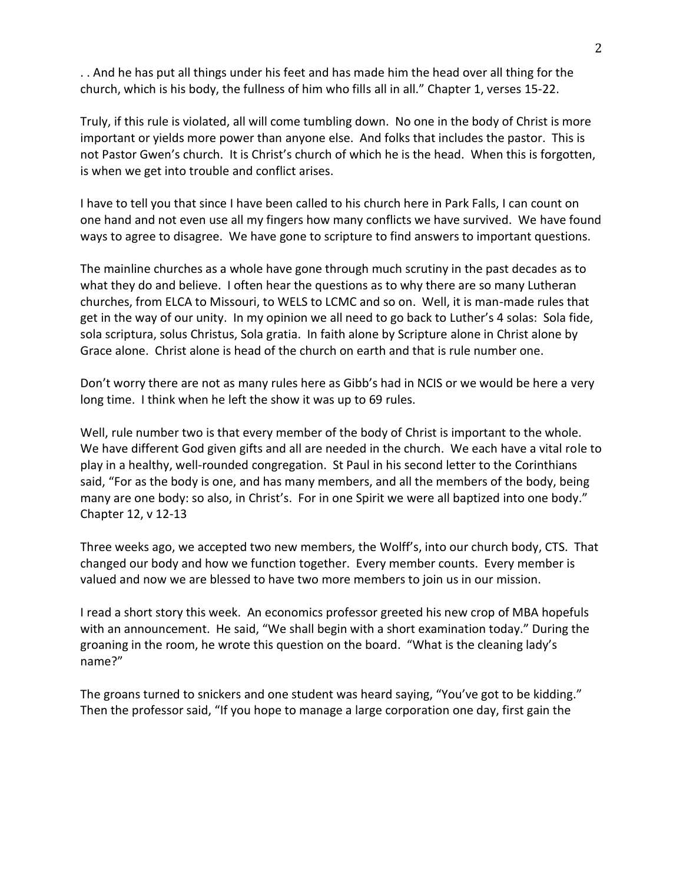. . And he has put all things under his feet and has made him the head over all thing for the church, which is his body, the fullness of him who fills all in all." Chapter 1, verses 15-22.

Truly, if this rule is violated, all will come tumbling down. No one in the body of Christ is more important or yields more power than anyone else. And folks that includes the pastor. This is not Pastor Gwen's church. It is Christ's church of which he is the head. When this is forgotten, is when we get into trouble and conflict arises.

I have to tell you that since I have been called to his church here in Park Falls, I can count on one hand and not even use all my fingers how many conflicts we have survived. We have found ways to agree to disagree. We have gone to scripture to find answers to important questions.

The mainline churches as a whole have gone through much scrutiny in the past decades as to what they do and believe. I often hear the questions as to why there are so many Lutheran churches, from ELCA to Missouri, to WELS to LCMC and so on. Well, it is man-made rules that get in the way of our unity. In my opinion we all need to go back to Luther's 4 solas: Sola fide, sola scriptura, solus Christus, Sola gratia. In faith alone by Scripture alone in Christ alone by Grace alone. Christ alone is head of the church on earth and that is rule number one.

Don't worry there are not as many rules here as Gibb's had in NCIS or we would be here a very long time. I think when he left the show it was up to 69 rules.

Well, rule number two is that every member of the body of Christ is important to the whole. We have different God given gifts and all are needed in the church. We each have a vital role to play in a healthy, well-rounded congregation. St Paul in his second letter to the Corinthians said, "For as the body is one, and has many members, and all the members of the body, being many are one body: so also, in Christ's. For in one Spirit we were all baptized into one body." Chapter 12, v 12-13

Three weeks ago, we accepted two new members, the Wolff's, into our church body, CTS. That changed our body and how we function together. Every member counts. Every member is valued and now we are blessed to have two more members to join us in our mission.

I read a short story this week. An economics professor greeted his new crop of MBA hopefuls with an announcement. He said, "We shall begin with a short examination today." During the groaning in the room, he wrote this question on the board. "What is the cleaning lady's name?"

The groans turned to snickers and one student was heard saying, "You've got to be kidding." Then the professor said, "If you hope to manage a large corporation one day, first gain the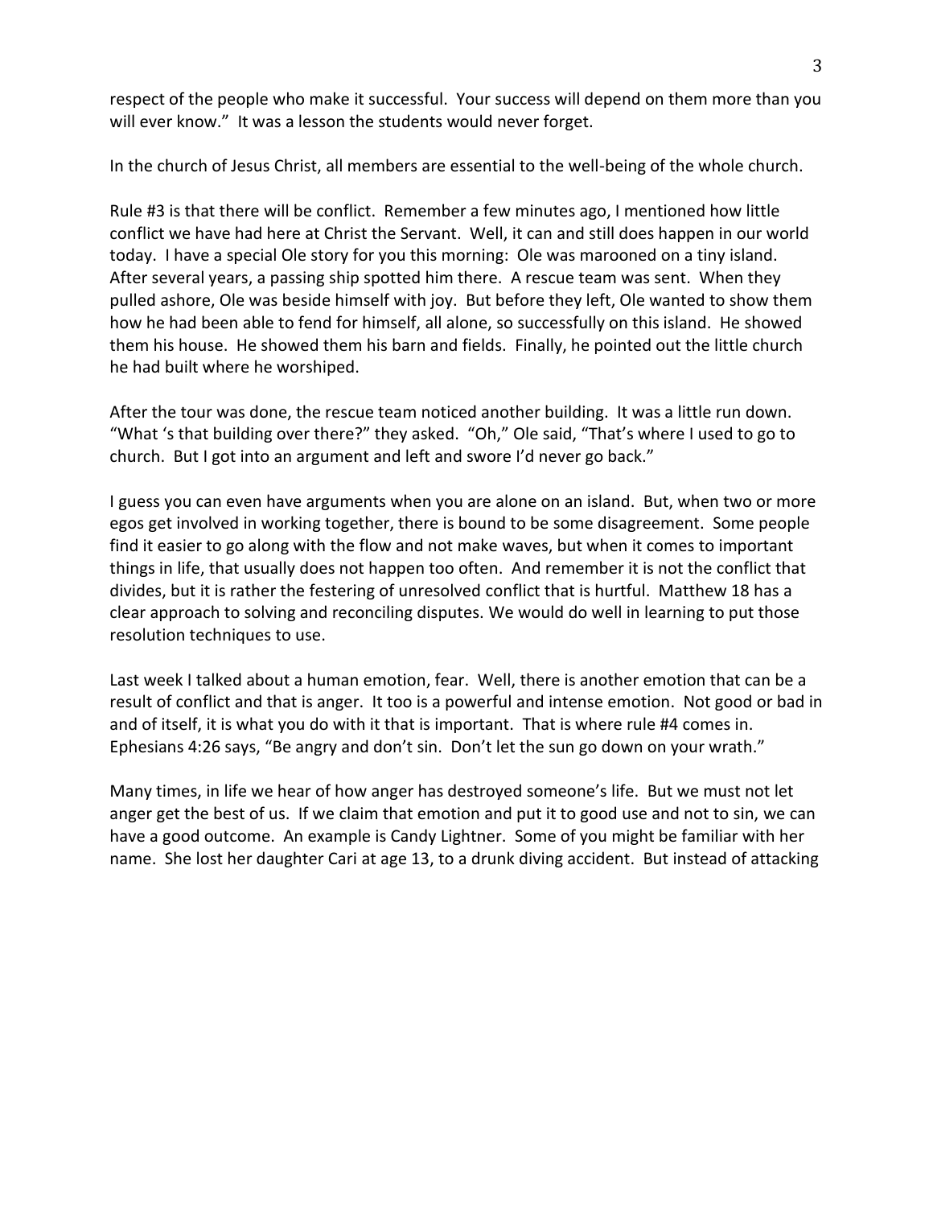respect of the people who make it successful. Your success will depend on them more than you will ever know." It was a lesson the students would never forget.

In the church of Jesus Christ, all members are essential to the well-being of the whole church.

Rule #3 is that there will be conflict. Remember a few minutes ago, I mentioned how little conflict we have had here at Christ the Servant. Well, it can and still does happen in our world today. I have a special Ole story for you this morning: Ole was marooned on a tiny island. After several years, a passing ship spotted him there. A rescue team was sent. When they pulled ashore, Ole was beside himself with joy. But before they left, Ole wanted to show them how he had been able to fend for himself, all alone, so successfully on this island. He showed them his house. He showed them his barn and fields. Finally, he pointed out the little church he had built where he worshiped.

After the tour was done, the rescue team noticed another building. It was a little run down. "What 's that building over there?" they asked. "Oh," Ole said, "That's where I used to go to church. But I got into an argument and left and swore I'd never go back."

I guess you can even have arguments when you are alone on an island. But, when two or more egos get involved in working together, there is bound to be some disagreement. Some people find it easier to go along with the flow and not make waves, but when it comes to important things in life, that usually does not happen too often. And remember it is not the conflict that divides, but it is rather the festering of unresolved conflict that is hurtful. Matthew 18 has a clear approach to solving and reconciling disputes. We would do well in learning to put those resolution techniques to use.

Last week I talked about a human emotion, fear. Well, there is another emotion that can be a result of conflict and that is anger. It too is a powerful and intense emotion. Not good or bad in and of itself, it is what you do with it that is important. That is where rule #4 comes in. Ephesians 4:26 says, "Be angry and don't sin. Don't let the sun go down on your wrath."

Many times, in life we hear of how anger has destroyed someone's life. But we must not let anger get the best of us. If we claim that emotion and put it to good use and not to sin, we can have a good outcome. An example is Candy Lightner. Some of you might be familiar with her name. She lost her daughter Cari at age 13, to a drunk diving accident. But instead of attacking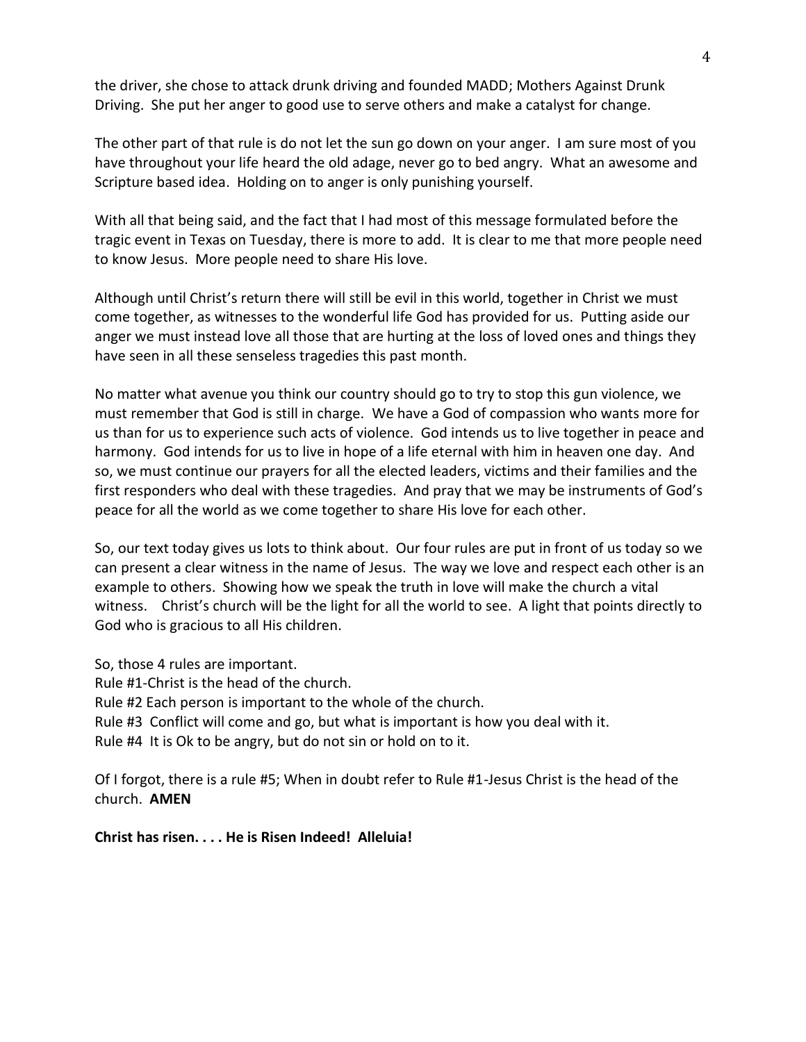the driver, she chose to attack drunk driving and founded MADD; Mothers Against Drunk Driving. She put her anger to good use to serve others and make a catalyst for change.

The other part of that rule is do not let the sun go down on your anger. I am sure most of you have throughout your life heard the old adage, never go to bed angry. What an awesome and Scripture based idea. Holding on to anger is only punishing yourself.

With all that being said, and the fact that I had most of this message formulated before the tragic event in Texas on Tuesday, there is more to add. It is clear to me that more people need to know Jesus. More people need to share His love.

Although until Christ's return there will still be evil in this world, together in Christ we must come together, as witnesses to the wonderful life God has provided for us. Putting aside our anger we must instead love all those that are hurting at the loss of loved ones and things they have seen in all these senseless tragedies this past month.

No matter what avenue you think our country should go to try to stop this gun violence, we must remember that God is still in charge. We have a God of compassion who wants more for us than for us to experience such acts of violence. God intends us to live together in peace and harmony. God intends for us to live in hope of a life eternal with him in heaven one day. And so, we must continue our prayers for all the elected leaders, victims and their families and the first responders who deal with these tragedies. And pray that we may be instruments of God's peace for all the world as we come together to share His love for each other.

So, our text today gives us lots to think about. Our four rules are put in front of us today so we can present a clear witness in the name of Jesus. The way we love and respect each other is an example to others. Showing how we speak the truth in love will make the church a vital witness. Christ's church will be the light for all the world to see. A light that points directly to God who is gracious to all His children.

So, those 4 rules are important.
Rule #1-Christ is the head of the church.
Rule #2 Each person is important to the whole of the church.
Rule #3 Conflict will come and go, but what is important is how you deal with it.
Rule #4 It is Ok to be angry, but do not sin or hold on to it.

Of I forgot, there is a rule #5; When in doubt refer to Rule #1-Jesus Christ is the head of the church. **AMEN**

**Christ has risen. . . . He is Risen Indeed! Alleluia!**